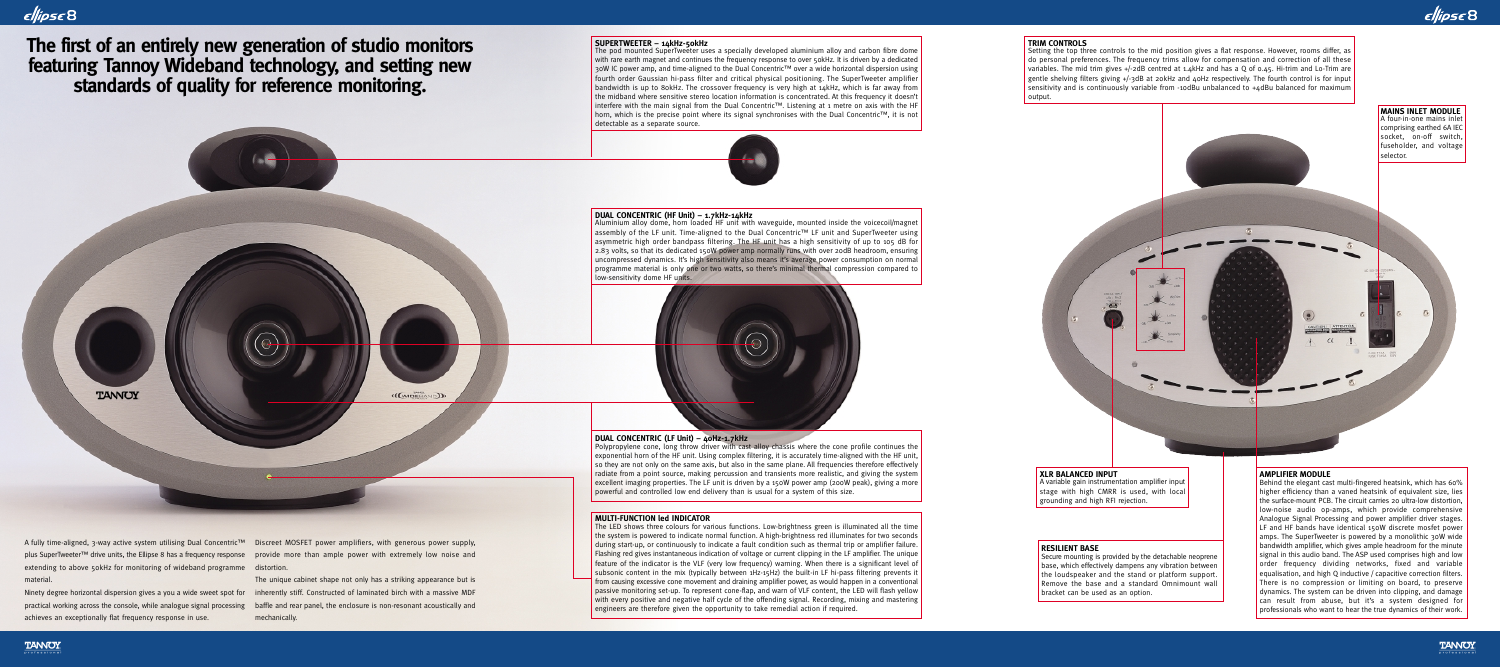# The first of an entirely new generation of studio monitors featuring Tannoy Wideband technology, and setting new standards of quality for reference monitoring.

A fully time-aligned, 3-way active system utilising Dual Concentric™ plus SuperTweeter™ drive units, the Ellipse 8 has a frequency response extending to above 50kHz for monitoring of wideband programme material.

Ninety degree horizontal dispersion gives you a wide sweet spot for practical working across the console, while analogue signal processing achieves an exceptionally flat frequency response in use.

Discreet MOSFET power amplifiers, with generous power supply, provide more than ample power with extremely low noise and distortion.

The unique cabinet shape not only has a striking appearance but is inherently stiff. Constructed of laminated birch with a massive MDF baffle and rear panel, the enclosure is non-resonant acoustically and mechanically.

### SUPERTWEETER – 14kHz-50kHz

The pod mounted SuperTweeter uses a specially developed aluminium alloy and carbon fibre dome with rare earth magnet and continues the frequency response to over 50kHz. It is driven by a dedicated 30W IC power amp, and time-aligned to the Dual Concentric™ over a wide horizontal dispersion using fourth order Gaussian hi-pass filter and critical physical positioning. The SuperTweeter amplifier bandwidth is up to 80kHz. The crossover frequency is very high at 14kHz, which is far away from the midband where sensitive stereo location information is concentrated. At this frequency it doesn't interfere with the main signal from the Dual Concentric™. Listening at 1 metre on axis with the HF horn, which is the precise point where its signal synchronises with the Dual Concentric™, it is not detectable as a separate source.

### DUAL CONCENTRIC (HF Unit) – 1.7kHz-14kHz

Aluminium alloy dome, horn loaded HF unit with waveguide, mounted inside the voicecoil/magnet assembly of the LF unit. Time-aligned to the Dual Concentric™ LF unit and SuperTweeter using asymmetric high order bandpass filtering. The HF unit has a high sensitivity of up to 105 dB for 2.83 volts, so that its dedicated 150W power amp normally runs with over 20dB headroom, ensuring uncompressed dynamics. It's high sensitivity also means it's average power consumption on normal programme material is only one or two watts, so there's minimal thermal compression compared to low-sensitivity dome HF units.

### DUAL CONCENTRIC (LF Unit) – 40Hz-1.7kHz

Polypropylene cone, long throw driver with cast alloy chassis where the cone profile continues the exponential horn of the HF unit. Using complex filtering, it is accurately time-aligned with the HF unit, so they are not only on the same axis, but also in the same plane. All frequencies therefore effectively radiate from a point source, making percussion and transients more realistic, and giving the system excellent imaging properties. The LF unit is driven by a 150W power amp (200W peak), giving a more powerful and controlled low end delivery than is usual for a system of this size.

### MULTI-FUNCTION led INDICATOR

The LED shows three colours for various functions. Low-brightness green is illuminated all the time the system is powered to indicate normal function. A high-brightness red illuminates for two seconds during start-up, or continuously to indicate a fault condition such as thermal trip or amplifier failure. Flashing red gives instantaneous indication of voltage or current clipping in the LF amplifier. The unique feature of the indicator is the VLF (very low frequency) warning. When there is a significant level of subsonic content in the mix (typically between 1Hz-15Hz) the built-in LF hi-pass filtering prevents it from causing excessive cone movement and draining amplifier power, as would happen in a conventional passive monitoring set-up. To represent cone-flap, and warn of VLF content, the LED will flash yellow with every positive and negative half cycle of the offending signal. Recording, mixing and mastering engineers are therefore given the opportunity to take remedial action if required.

### TRIM CONTROLS

Setting the top three controls to the mid position gives a flat response. However, rooms differ, as do personal preferences. The frequency trims allow for compensation and correction of all these variables. The mid trim gives +/-2dB centred at 1.4kHz and has a Q of 0.45. Hi-Trim and Lo-Trim are gentle shelving filters giving +/-3dB at 20kHz and 40Hz respectively. The fourth control is for input sensitivity and is continuously variable from -10dBu unbalanced to +4dBu balanced for maximum output.

### MAINS INLET MODULE

A four-in-one mains inlet comprising earthed 6A IEC socket, on-off switch, fuseholder, and voltage selector.

### XLR BALANCED INPUT

A variable gain instrumentation amplifier input stage with high CMRR is used, with local grounding and high RFI rejection.

### RESILIENT BASE

Secure mounting is provided by the detachable neoprene base, which effectively dampens any vibration between the loudspeaker and the stand or platform support. Remove the base and a standard Omnimount wall bracket can be used as an option.

### AMPLIFIER MODULE

Behind the elegant cast multi-fingered heatsink, which has 60% higher efficiency than a vaned heatsink of equivalent size, lies the surface-mount PCB. The circuit carries 20 ultra-low distortion, low-noise audio op-amps, which provide comprehensive Analogue Signal Processing and power amplifier driver stages. LF and HF bands have identical 150W discrete mosfet power amps. The SuperTweeter is powered by a monolithic 30W wide bandwidth amplifier, which gives ample headroom for the minute signal in this audio band. The ASP used comprises high and low order frequency dividing networks, fixed and variable equalisation, and high Q inductive / capacitive correction filters. There is no compression or limiting on board, to preserve dynamics. The system can be driven into clipping, and damage can result from abuse, but it's a system designed for professionals who want to hear the true dynamics of their work.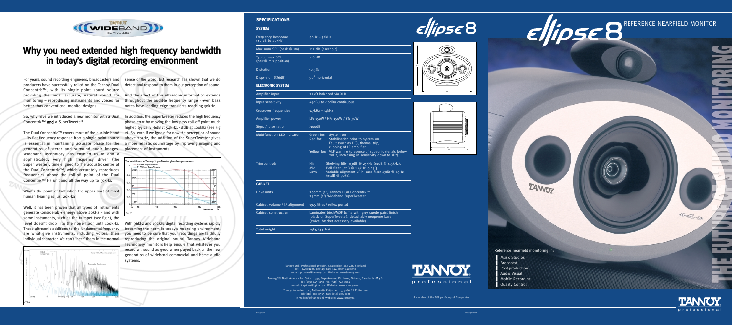TANNOY WIDEBAND TECHNOLOGY

# Why you need extended high frequency bandwidth in today's digital recording environment

For years, sound recording engineers, broadcasters and producers have successfully relied on the Tannoy Dual Concentric™, with its single point sound source providing the most accurate, natural sound for monitoring – reproducing instruments and voices far better than conventional monitor designs.

So, why have we introduced a new monitor with a Dual Concentric™ **and** a SuperTweeter?

The Dual Concentric™ covers most of the audible band – its flat frequency response from a single point source is essential in maintaining accurate phase for the generation of stereo and surround audio images. Wideband Technology has enabled us to add a sophisticated, very high frequency driver (the SuperTweeter), time-aligned to the acoustic centre of the Dual Concentric™, which accurately reproduces frequencies above the roll-off point of the Dual Concentric™ HF unit and all the way up to 50kHz.

What's the point of that when the upper limit of most human hearing is just 20kHz?

Well, it has been proven that all types of instruments generate considerable energy above 20kHz – and with some instruments, such as the trumpet (see fig 1), the level doesn't drop into the noise floor until 100kHz. These ultrasonic additions to the fundamental frequency are what give instruments, including voices, their individual character. We can't 'hear' them in the normal sense of the word, but research has shown that we do detect and respond to them in our perception of sound.

And the effect of this ultrasonic information extends throughout the audible frequency range - even bass notes have leading edge transients reaching 30kHz.

In addition, the SuperTweeter reduces the high frequency phase error by moving the low pass roll-off point much higher, typically -6dB at 54kHz, -18dB at 100kHz (see Fig 2). So, even if we ignore for now the perception of sound above 20kHz, the addition of the SuperTweeter gives a more realistic soundstage by improving imaging and placement of instruments.

The addition of a Tannoy SuperTweeter gives less phase error

B2 With SuperTweeter

E1 Without SuperTweeter

Frequency

Fig.2

With 96kHz and 192kHz digital recording systems rapidly becoming the norm in today's recording environment, you need to be sure that your recordings are faithfully reproducing the original sound. Tannoy Wideband Technology monitors help ensure that whatever you record will sound as good when played back on the new generation of wideband commercial and home audio systems.

Trumpet

Fig.1

## SPECIFICATIONS

| | |
|---|---|
| **SYSTEM** | |
| Frequency Response (±2 dB to 20kHz) | 40Hz – 50kHz |
| Maximum SPL (peak @ 1m) | 112 dB (anechoic) |
| Typical max SPL (pair @ mix position) | 118 dB |
| Distortion | <0.5% |
| Dispersion (@6dB) | 90° horizontal |
| **ELECTRONIC SYSTEM** | |
| Amplifier input | 22kΩ balanced via XLR |
| Input sensitivity | +4dBu to -10dBu continuous |
| Crossover frequencies | 1.7kHz – 14kHz |
| Amplifier power | LF: 150W / HF: 150W / ST: 30W |
| Signal/noise ratio | >100dB |
| Multi-function LED indicator | Green for: System on. Red for: Stabilisation prior to system on. Fault (such as DC), thermal trip, clipping of LF amplifier. Yellow for: VLF warning (presence of subsonic signals below 20Hz, increasing in sensitivity down to 1Hz). |
| Trim controls | Hi: Shelving filter ±3dB @ 25kHz (±1dB @ 4.5kHz). Mid: Bell filter ±2dB @ 1.4kHz, 0.45Q. Low: Variable alignment LF hi-pass filter ±3dB @ 45Hz (±1dB @ 90Hz). |
| **CABINET** | |
| Drive units | 200mm (8") Tannoy Dual Concentric™ 25mm (1") Wideband SuperTweeter |
| Cabinet volume / LF alignment | 19.5 litres / reflex ported |
| Cabinet construction | Laminated birch/MDF baffle with grey suede paint finish (black on SuperTweeter), detachable neoprene base (swivel bracket accessory available) |
| Total weight | 15kg (33 lbs) |

Tannoy Ltd., Professional Division, Coatbridge, ML5 4TF, Scotland
Tel: +44 (0)1236 420199 Fax: +44(0)1236 428230
e-mail: prosales@tannoy.com Website: www.tannoy.com

Tannoy/TGI North America Inc, Suite 1, 335 Gage Avenue, Kitchener, Ontario, Canada, N2M 5E1
Tel: (519) 745 1158 Fax: (519) 745 2364
e-mail: inquiries@tgina.com Website: www.tannoy.com

Tannoy Nederland b.v., Anthonetta Kuijlstraat 19, 3066 GS Rotterdam
Tel: (010) 286 0555 Fax: (010) 286 0431
e-mail: info@tannoy.nl Website: www.tannoy.nl

TANNOY professional

A member of the TGI plc Group of Companies

# ellipse 8

REFERENCE NEARFIELD MONITOR

THE FUTURE OF STUDIO MONITORING

Reference nearfield monitoring in:

- Music Studios
- Broadcast
- Post-production
- Audio Visual
- Mobile Recording
- Quality Control

TANNOY professional